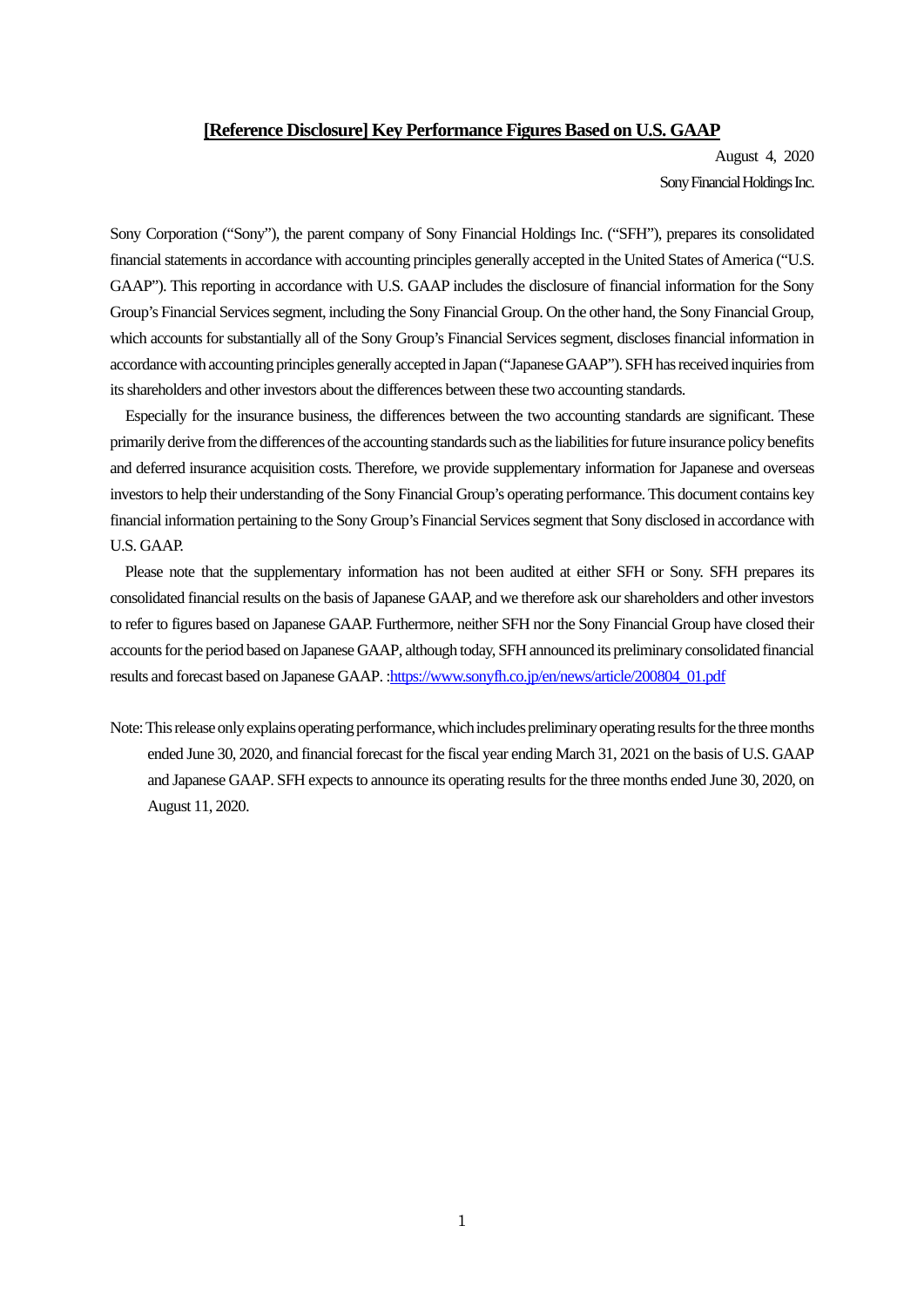# [Reference Disclosure] Key Performance Figures Based on U.S. GAAP

August 4, 2020

Sony Financial Holdings Inc.

Sony Corporation ("Sony"), the parent company of Sony Financial Holdings Inc. ("SFH"), prepares its consolidated financial statements in accordance with accounting principles generally accepted in the United States of America ("U.S. GAAP"). This reporting in accordance with U.S. GAAP includes the disclosure of financial information for the Sony Group's Financial Services segment, including the Sony Financial Group. On the other hand, the Sony Financial Group, which accounts for substantially all of the Sony Group's Financial Services segment, discloses financial information in accordance with accounting principles generally accepted in Japan ("Japanese GAAP"). SFH has received inquiries from its shareholders and other investors about the differences between these two accounting standards.

Especially for the insurance business, the differences between the two accounting standards are significant. These primarily derive from the differences of the accounting standards such as the liabilities for future insurance policy benefits and deferred insurance acquisition costs. Therefore, we provide supplementary information for Japanese and overseas investors to help their understanding of the Sony Financial Group's operating performance. This document contains key financial information pertaining to the Sony Group's Financial Services segment that Sony disclosed in accordance with U.S. GAAP.

Please note that the supplementary information has not been audited at either SFH or Sony. SFH prepares its consolidated financial results on the basis of Japanese GAAP, and we therefore ask our shareholders and other investors to refer to figures based on Japanese GAAP. Furthermore, neither SFH nor the Sony Financial Group have closed their accounts for the period based on Japanese GAAP, although today, SFH announced its preliminary consolidated financial results and forecast based on Japanese GAAP. :[https://www.sonyfh.co.jp/en/news/article/200804_01.pdf](https://www.sonyfh.co.jp/en/news/article/200804_01.pdf)

Note: This release only explains operating performance, which includes preliminary operating results for the three months ended June 30, 2020, and financial forecast for the fiscal year ending March 31, 2021 on the basis of U.S. GAAP and Japanese GAAP. SFH expects to announce its operating results for the three months ended June 30, 2020, on August 11, 2020.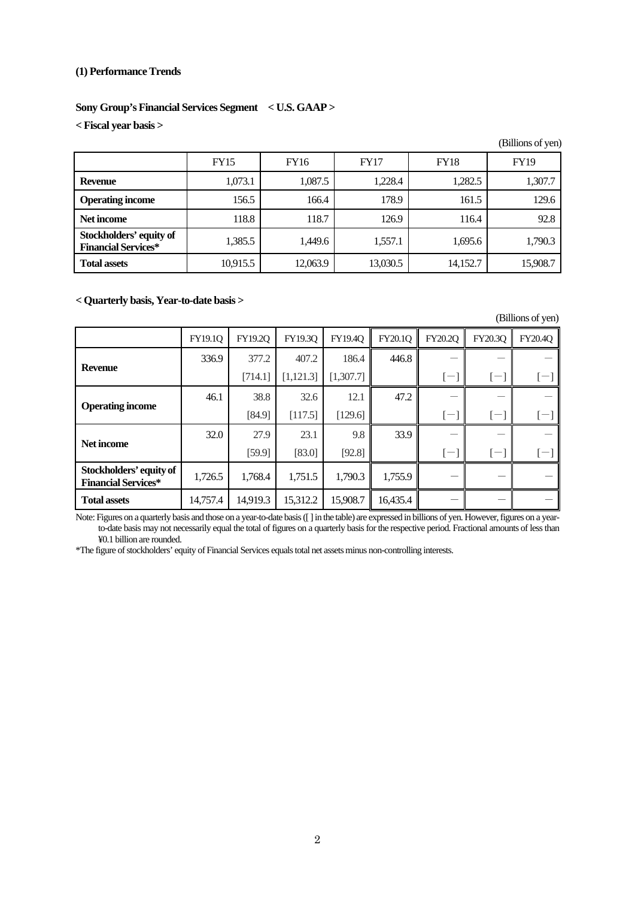### (1) Performance Trends

**Sony Group's Financial Services Segment　< U.S. GAAP >**

**< Fiscal year basis >**

(Billions of yen)

| | FY15 | FY16 | FY17 | FY18 | FY19 |
|---|---|---|---|---|---|
| **Revenue** | 1,073.1 | 1,087.5 | 1,228.4 | 1,282.5 | 1,307.7 |
| **Operating income** | 156.5 | 166.4 | 178.9 | 161.5 | 129.6 |
| **Net income** | 118.8 | 118.7 | 126.9 | 116.4 | 92.8 |
| **Stockholders' equity of Financial Services*** | 1,385.5 | 1,449.6 | 1,557.1 | 1,695.6 | 1,790.3 |
| **Total assets** | 10,915.5 | 12,063.9 | 13,030.5 | 14,152.7 | 15,908.7 |

**< Quarterly basis, Year-to-date basis >**

(Billions of yen)

| | FY19.1Q | FY19.2Q | FY19.3Q | FY19.4Q | FY20.1Q | FY20.2Q | FY20.3Q | FY20.4Q |
|---|---|---|---|---|---|---|---|---|
| **Revenue** | 336.9 | 377.2 | 407.2 | 186.4 | 446.8 | － | － | － |
| | | [714.1] | [1,121.3] | [1,307.7] | | [－] | [－] | [－] |
| **Operating income** | 46.1 | 38.8 | 32.6 | 12.1 | 47.2 | － | － | － |
| | | [84.9] | [117.5] | [129.6] | | [－] | [－] | [－] |
| **Net income** | 32.0 | 27.9 | 23.1 | 9.8 | 33.9 | － | － | － |
| | | [59.9] | [83.0] | [92.8] | | [－] | [－] | [－] |
| **Stockholders' equity of Financial Services*** | 1,726.5 | 1,768.4 | 1,751.5 | 1,790.3 | 1,755.9 | － | － | － |
| **Total assets** | 14,757.4 | 14,919.3 | 15,312.2 | 15,908.7 | 16,435.4 | － | － | － |

Note: Figures on a quarterly basis and those on a year-to-date basis ([ ] in the table) are expressed in billions of yen. However, figures on a year-to-date basis may not necessarily equal the total of figures on a quarterly basis for the respective period. Fractional amounts of less than ¥0.1 billion are rounded.

*The figure of stockholders' equity of Financial Services equals total net assets minus non-controlling interests.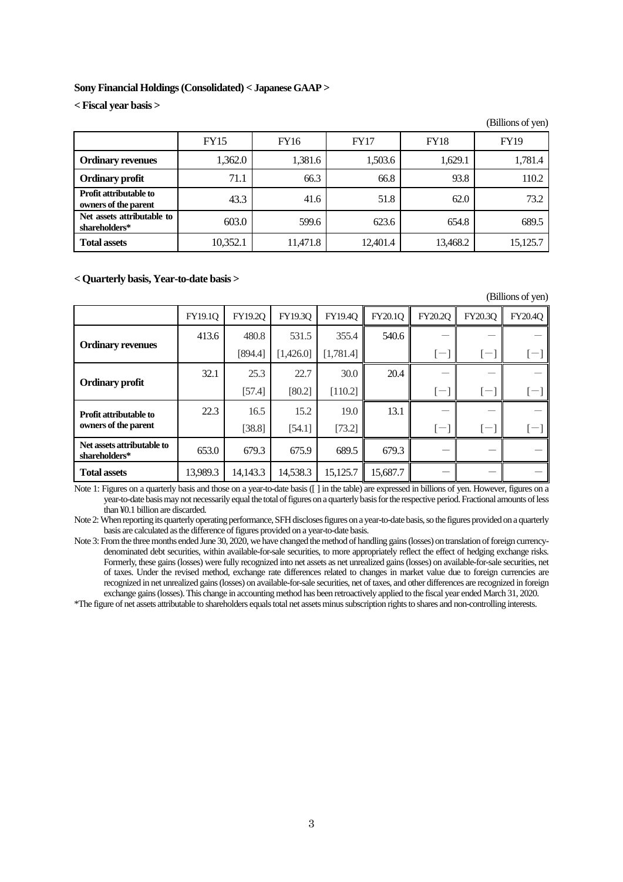**Sony Financial Holdings (Consolidated) < Japanese GAAP >**

**< Fiscal year basis >**

(Billions of yen)

| | FY15 | FY16 | FY17 | FY18 | FY19 |
|---|---|---|---|---|---|
| **Ordinary revenues** | 1,362.0 | 1,381.6 | 1,503.6 | 1,629.1 | 1,781.4 |
| **Ordinary profit** | 71.1 | 66.3 | 66.8 | 93.8 | 110.2 |
| **Profit attributable to owners of the parent** | 43.3 | 41.6 | 51.8 | 62.0 | 73.2 |
| **Net assets attributable to shareholders*** | 603.0 | 599.6 | 623.6 | 654.8 | 689.5 |
| **Total assets** | 10,352.1 | 11,471.8 | 12,401.4 | 13,468.2 | 15,125.7 |

**< Quarterly basis, Year-to-date basis >**

(Billions of yen)

| | FY19.1Q | FY19.2Q | FY19.3Q | FY19.4Q | FY20.1Q | FY20.2Q | FY20.3Q | FY20.4Q |
|---|---|---|---|---|---|---|---|---|
| **Ordinary revenues** | 413.6 | 480.8 | 531.5 | 355.4 | 540.6 | — | — | — |
| | | [894.4] | [1,426.0] | [1,781.4] | | [—] | [—] | [—] |
| **Ordinary profit** | 32.1 | 25.3 | 22.7 | 30.0 | 20.4 | — | — | — |
| | | [57.4] | [80.2] | [110.2] | | [—] | [—] | [—] |
| **Profit attributable to owners of the parent** | 22.3 | 16.5 | 15.2 | 19.0 | 13.1 | — | — | — |
| | | [38.8] | [54.1] | [73.2] | | [—] | [—] | [—] |
| **Net assets attributable to shareholders*** | 653.0 | 679.3 | 675.9 | 689.5 | 679.3 | — | — | — |
| **Total assets** | 13,989.3 | 14,143.3 | 14,538.3 | 15,125.7 | 15,687.7 | — | — | — |

Note 1: Figures on a quarterly basis and those on a year-to-date basis ([ ] in the table) are expressed in billions of yen. However, figures on a year-to-date basis may not necessarily equal the total of figures on a quarterly basis for the respective period. Fractional amounts of less than ¥0.1 billion are discarded.

Note 2: When reporting its quarterly operating performance, SFH discloses figures on a year-to-date basis, so the figures provided on a quarterly basis are calculated as the difference of figures provided on a year-to-date basis.

Note 3: From the three months ended June 30, 2020, we have changed the method of handling gains (losses) on translation of foreign currency-denominated debt securities, within available-for-sale securities, to more appropriately reflect the effect of hedging exchange risks. Formerly, these gains (losses) were fully recognized into net assets as net unrealized gains (losses) on available-for-sale securities, net of taxes. Under the revised method, exchange rate differences related to changes in market value due to foreign currencies are recognized in net unrealized gains (losses) on available-for-sale securities, net of taxes, and other differences are recognized in foreign exchange gains (losses). This change in accounting method has been retroactively applied to the fiscal year ended March 31, 2020.

*The figure of net assets attributable to shareholders equals total net assets minus subscription rights to shares and non-controlling interests.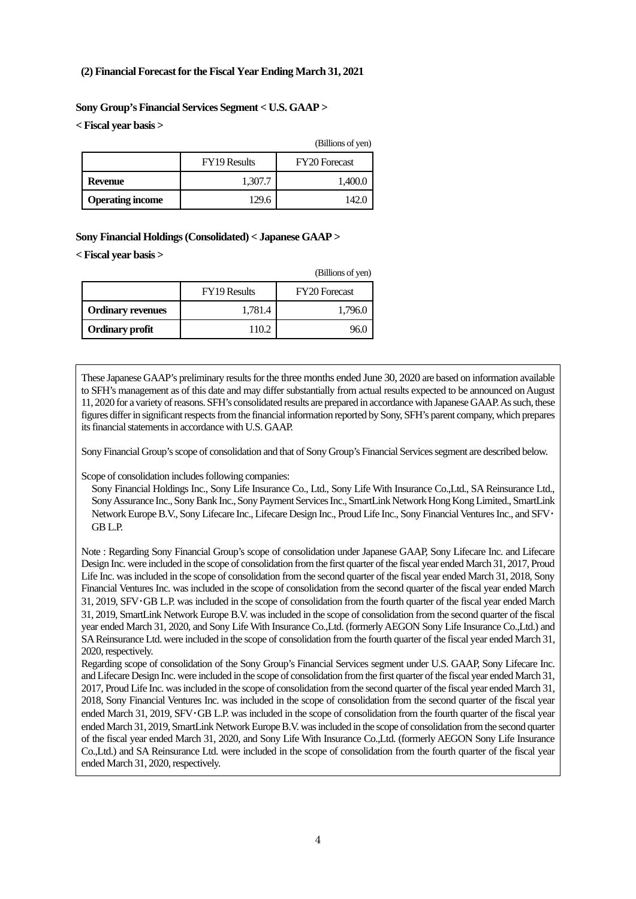### (2) Financial Forecast for the Fiscal Year Ending March 31, 2021

**Sony Group's Financial Services Segment < U.S. GAAP >**

**< Fiscal year basis >**

(Billions of yen)

| | FY19 Results | FY20 Forecast |
|---|---|---|
| **Revenue** | 1,307.7 | 1,400.0 |
| **Operating income** | 129.6 | 142.0 |

**Sony Financial Holdings (Consolidated) < Japanese GAAP >**

**< Fiscal year basis >**

(Billions of yen)

| | FY19 Results | FY20 Forecast |
|---|---|---|
| **Ordinary revenues** | 1,781.4 | 1,796.0 |
| **Ordinary profit** | 110.2 | 96.0 |

These Japanese GAAP's preliminary results for the three months ended June 30, 2020 are based on information available to SFH's management as of this date and may differ substantially from actual results expected to be announced on August 11, 2020 for a variety of reasons. SFH's consolidated results are prepared in accordance with Japanese GAAP. As such, these figures differ in significant respects from the financial information reported by Sony, SFH's parent company, which prepares its financial statements in accordance with U.S. GAAP.

Sony Financial Group's scope of consolidation and that of Sony Group's Financial Services segment are described below.

Scope of consolidation includes following companies:

Sony Financial Holdings Inc., Sony Life Insurance Co., Ltd., Sony Life With Insurance Co.,Ltd., SA Reinsurance Ltd., Sony Assurance Inc., Sony Bank Inc., Sony Payment Services Inc., SmartLink Network Hong Kong Limited., SmartLink Network Europe B.V., Sony Lifecare Inc., Lifecare Design Inc., Proud Life Inc., Sony Financial Ventures Inc., and SFV・GB L.P.

Note : Regarding Sony Financial Group's scope of consolidation under Japanese GAAP, Sony Lifecare Inc. and Lifecare Design Inc. were included in the scope of consolidation from the first quarter of the fiscal year ended March 31, 2017, Proud Life Inc. was included in the scope of consolidation from the second quarter of the fiscal year ended March 31, 2018, Sony Financial Ventures Inc. was included in the scope of consolidation from the second quarter of the fiscal year ended March 31, 2019, SFV・GB L.P. was included in the scope of consolidation from the fourth quarter of the fiscal year ended March 31, 2019, SmartLink Network Europe B.V. was included in the scope of consolidation from the second quarter of the fiscal year ended March 31, 2020, and Sony Life With Insurance Co.,Ltd. (formerly AEGON Sony Life Insurance Co.,Ltd.) and SA Reinsurance Ltd. were included in the scope of consolidation from the fourth quarter of the fiscal year ended March 31, 2020, respectively.

Regarding scope of consolidation of the Sony Group's Financial Services segment under U.S. GAAP, Sony Lifecare Inc. and Lifecare Design Inc. were included in the scope of consolidation from the first quarter of the fiscal year ended March 31, 2017, Proud Life Inc. was included in the scope of consolidation from the second quarter of the fiscal year ended March 31, 2018, Sony Financial Ventures Inc. was included in the scope of consolidation from the second quarter of the fiscal year ended March 31, 2019, SFV・GB L.P. was included in the scope of consolidation from the fourth quarter of the fiscal year ended March 31, 2019, SmartLink Network Europe B.V. was included in the scope of consolidation from the second quarter of the fiscal year ended March 31, 2020, and Sony Life With Insurance Co.,Ltd. (formerly AEGON Sony Life Insurance Co.,Ltd.) and SA Reinsurance Ltd. were included in the scope of consolidation from the fourth quarter of the fiscal year ended March 31, 2020, respectively.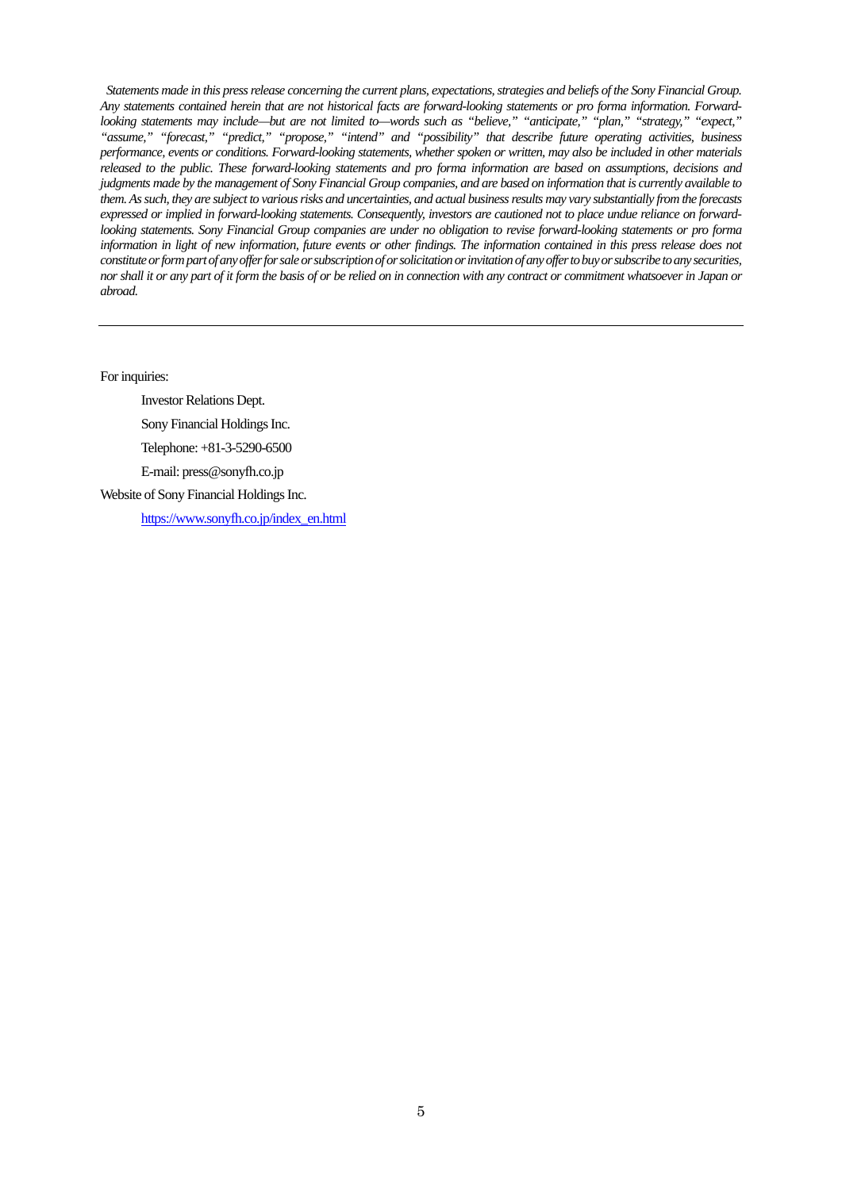*Statements made in this press release concerning the current plans, expectations, strategies and beliefs of the Sony Financial Group. Any statements contained herein that are not historical facts are forward-looking statements or pro forma information. Forward-looking statements may include—but are not limited to—words such as "believe," "anticipate," "plan," "strategy," "expect," "assume," "forecast," "predict," "propose," "intend" and "possibility" that describe future operating activities, business performance, events or conditions. Forward-looking statements, whether spoken or written, may also be included in other materials released to the public. These forward-looking statements and pro forma information are based on assumptions, decisions and judgments made by the management of Sony Financial Group companies, and are based on information that is currently available to them. As such, they are subject to various risks and uncertainties, and actual business results may vary substantially from the forecasts expressed or implied in forward-looking statements. Consequently, investors are cautioned not to place undue reliance on forward-looking statements. Sony Financial Group companies are under no obligation to revise forward-looking statements or pro forma information in light of new information, future events or other findings. The information contained in this press release does not constitute or form part of any offer for sale or subscription of or solicitation or invitation of any offer to buy or subscribe to any securities, nor shall it or any part of it form the basis of or be relied on in connection with any contract or commitment whatsoever in Japan or abroad.*

---

For inquiries:

Investor Relations Dept.

Sony Financial Holdings Inc.

Telephone: +81-3-5290-6500

E-mail: press@sonyfh.co.jp

Website of Sony Financial Holdings Inc.

[https://www.sonyfh.co.jp/index_en.html](https://www.sonyfh.co.jp/index_en.html)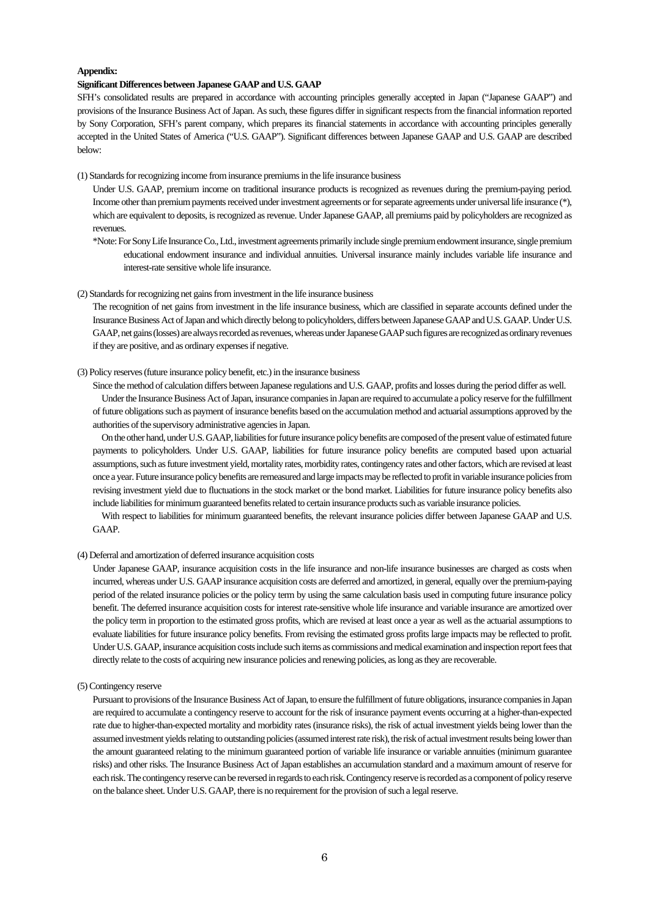**Appendix:**

**Significant Differences between Japanese GAAP and U.S. GAAP**

SFH's consolidated results are prepared in accordance with accounting principles generally accepted in Japan ("Japanese GAAP") and provisions of the Insurance Business Act of Japan. As such, these figures differ in significant respects from the financial information reported by Sony Corporation, SFH's parent company, which prepares its financial statements in accordance with accounting principles generally accepted in the United States of America ("U.S. GAAP"). Significant differences between Japanese GAAP and U.S. GAAP are described below:

(1) Standards for recognizing income from insurance premiums in the life insurance business

Under U.S. GAAP, premium income on traditional insurance products is recognized as revenues during the premium-paying period. Income other than premium payments received under investment agreements or for separate agreements under universal life insurance (*), which are equivalent to deposits, is recognized as revenue. Under Japanese GAAP, all premiums paid by policyholders are recognized as revenues.

*Note: For Sony Life Insurance Co., Ltd., investment agreements primarily include single premium endowment insurance, single premium educational endowment insurance and individual annuities. Universal insurance mainly includes variable life insurance and interest-rate sensitive whole life insurance.

(2) Standards for recognizing net gains from investment in the life insurance business

The recognition of net gains from investment in the life insurance business, which are classified in separate accounts defined under the Insurance Business Act of Japan and which directly belong to policyholders, differs between Japanese GAAP and U.S. GAAP. Under U.S. GAAP, net gains (losses) are always recorded as revenues, whereas under Japanese GAAP such figures are recognized as ordinary revenues if they are positive, and as ordinary expenses if negative.

(3) Policy reserves (future insurance policy benefit, etc.) in the insurance business

Since the method of calculation differs between Japanese regulations and U.S. GAAP, profits and losses during the period differ as well.

Under the Insurance Business Act of Japan, insurance companies in Japan are required to accumulate a policy reserve for the fulfillment of future obligations such as payment of insurance benefits based on the accumulation method and actuarial assumptions approved by the authorities of the supervisory administrative agencies in Japan.

On the other hand, under U.S. GAAP, liabilities for future insurance policy benefits are composed of the present value of estimated future payments to policyholders. Under U.S. GAAP, liabilities for future insurance policy benefits are computed based upon actuarial assumptions, such as future investment yield, mortality rates, morbidity rates, contingency rates and other factors, which are revised at least once a year. Future insurance policy benefits are remeasured and large impacts may be reflected to profit in variable insurance policies from revising investment yield due to fluctuations in the stock market or the bond market. Liabilities for future insurance policy benefits also include liabilities for minimum guaranteed benefits related to certain insurance products such as variable insurance policies.

With respect to liabilities for minimum guaranteed benefits, the relevant insurance policies differ between Japanese GAAP and U.S. GAAP.

(4) Deferral and amortization of deferred insurance acquisition costs

Under Japanese GAAP, insurance acquisition costs in the life insurance and non-life insurance businesses are charged as costs when incurred, whereas under U.S. GAAP insurance acquisition costs are deferred and amortized, in general, equally over the premium-paying period of the related insurance policies or the policy term by using the same calculation basis used in computing future insurance policy benefit. The deferred insurance acquisition costs for interest rate-sensitive whole life insurance and variable insurance are amortized over the policy term in proportion to the estimated gross profits, which are revised at least once a year as well as the actuarial assumptions to evaluate liabilities for future insurance policy benefits. From revising the estimated gross profits large impacts may be reflected to profit. Under U.S. GAAP, insurance acquisition costs include such items as commissions and medical examination and inspection report fees that directly relate to the costs of acquiring new insurance policies and renewing policies, as long as they are recoverable.

(5) Contingency reserve

Pursuant to provisions of the Insurance Business Act of Japan, to ensure the fulfillment of future obligations, insurance companies in Japan are required to accumulate a contingency reserve to account for the risk of insurance payment events occurring at a higher-than-expected rate due to higher-than-expected mortality and morbidity rates (insurance risks), the risk of actual investment yields being lower than the assumed investment yields relating to outstanding policies (assumed interest rate risk), the risk of actual investment results being lower than the amount guaranteed relating to the minimum guaranteed portion of variable life insurance or variable annuities (minimum guarantee risks) and other risks. The Insurance Business Act of Japan establishes an accumulation standard and a maximum amount of reserve for each risk. The contingency reserve can be reversed in regards to each risk. Contingency reserve is recorded as a component of policy reserve on the balance sheet. Under U.S. GAAP, there is no requirement for the provision of such a legal reserve.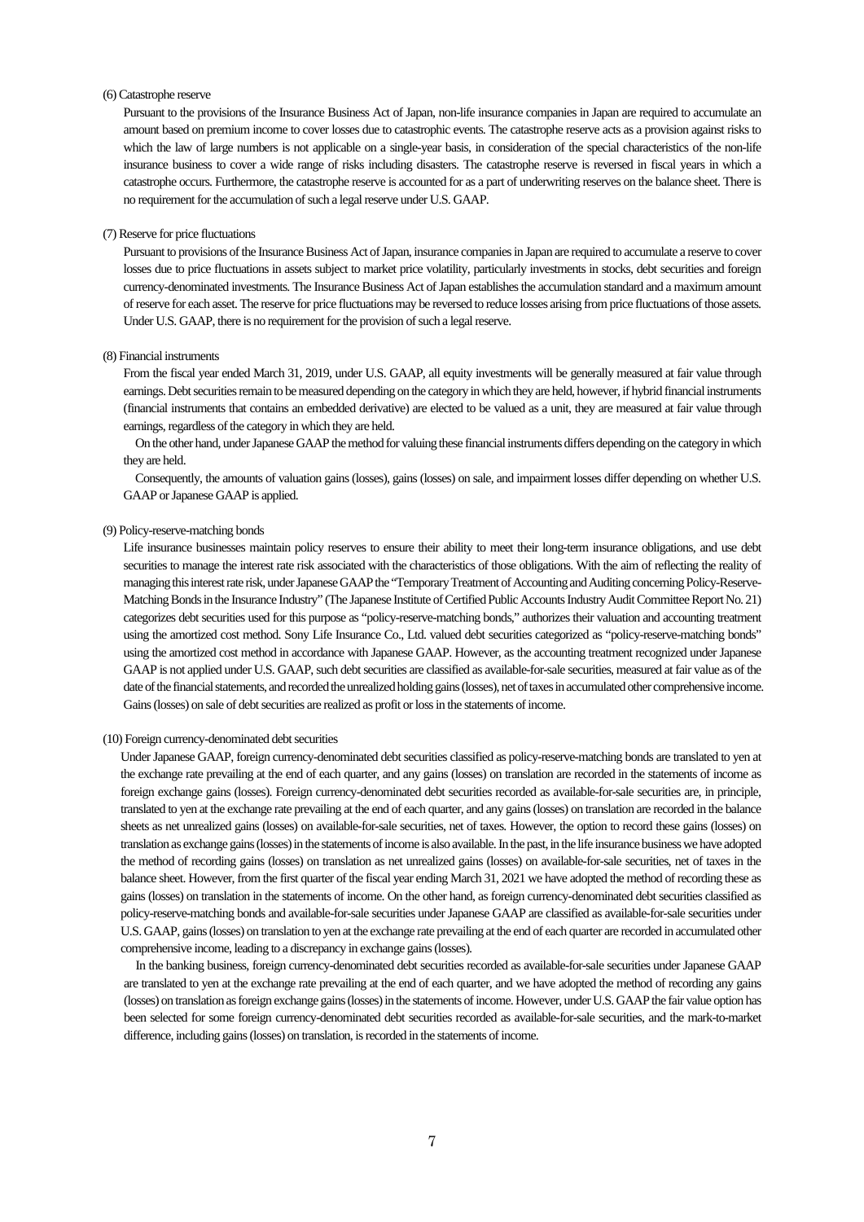(6) Catastrophe reserve

Pursuant to the provisions of the Insurance Business Act of Japan, non-life insurance companies in Japan are required to accumulate an amount based on premium income to cover losses due to catastrophic events. The catastrophe reserve acts as a provision against risks to which the law of large numbers is not applicable on a single-year basis, in consideration of the special characteristics of the non-life insurance business to cover a wide range of risks including disasters. The catastrophe reserve is reversed in fiscal years in which a catastrophe occurs. Furthermore, the catastrophe reserve is accounted for as a part of underwriting reserves on the balance sheet. There is no requirement for the accumulation of such a legal reserve under U.S. GAAP.

(7) Reserve for price fluctuations

Pursuant to provisions of the Insurance Business Act of Japan, insurance companies in Japan are required to accumulate a reserve to cover losses due to price fluctuations in assets subject to market price volatility, particularly investments in stocks, debt securities and foreign currency-denominated investments. The Insurance Business Act of Japan establishes the accumulation standard and a maximum amount of reserve for each asset. The reserve for price fluctuations may be reversed to reduce losses arising from price fluctuations of those assets. Under U.S. GAAP, there is no requirement for the provision of such a legal reserve.

(8) Financial instruments

From the fiscal year ended March 31, 2019, under U.S. GAAP, all equity investments will be generally measured at fair value through earnings. Debt securities remain to be measured depending on the category in which they are held, however, if hybrid financial instruments (financial instruments that contains an embedded derivative) are elected to be valued as a unit, they are measured at fair value through earnings, regardless of the category in which they are held.

On the other hand, under Japanese GAAP the method for valuing these financial instruments differs depending on the category in which they are held.

Consequently, the amounts of valuation gains (losses), gains (losses) on sale, and impairment losses differ depending on whether U.S. GAAP or Japanese GAAP is applied.

(9) Policy-reserve-matching bonds

Life insurance businesses maintain policy reserves to ensure their ability to meet their long-term insurance obligations, and use debt securities to manage the interest rate risk associated with the characteristics of those obligations. With the aim of reflecting the reality of managing this interest rate risk, under Japanese GAAP the "Temporary Treatment of Accounting and Auditing concerning Policy-Reserve-Matching Bonds in the Insurance Industry" (The Japanese Institute of Certified Public Accounts Industry Audit Committee Report No. 21) categorizes debt securities used for this purpose as "policy-reserve-matching bonds," authorizes their valuation and accounting treatment using the amortized cost method. Sony Life Insurance Co., Ltd. valued debt securities categorized as "policy-reserve-matching bonds" using the amortized cost method in accordance with Japanese GAAP. However, as the accounting treatment recognized under Japanese GAAP is not applied under U.S. GAAP, such debt securities are classified as available-for-sale securities, measured at fair value as of the date of the financial statements, and recorded the unrealized holding gains (losses), net of taxes in accumulated other comprehensive income. Gains (losses) on sale of debt securities are realized as profit or loss in the statements of income.

(10) Foreign currency-denominated debt securities

Under Japanese GAAP, foreign currency-denominated debt securities classified as policy-reserve-matching bonds are translated to yen at the exchange rate prevailing at the end of each quarter, and any gains (losses) on translation are recorded in the statements of income as foreign exchange gains (losses). Foreign currency-denominated debt securities recorded as available-for-sale securities are, in principle, translated to yen at the exchange rate prevailing at the end of each quarter, and any gains (losses) on translation are recorded in the balance sheets as net unrealized gains (losses) on available-for-sale securities, net of taxes. However, the option to record these gains (losses) on translation as exchange gains (losses) in the statements of income is also available. In the past, in the life insurance business we have adopted the method of recording gains (losses) on translation as net unrealized gains (losses) on available-for-sale securities, net of taxes in the balance sheet. However, from the first quarter of the fiscal year ending March 31, 2021 we have adopted the method of recording these as gains (losses) on translation in the statements of income. On the other hand, as foreign currency-denominated debt securities classified as policy-reserve-matching bonds and available-for-sale securities under Japanese GAAP are classified as available-for-sale securities under U.S. GAAP, gains (losses) on translation to yen at the exchange rate prevailing at the end of each quarter are recorded in accumulated other comprehensive income, leading to a discrepancy in exchange gains (losses).

In the banking business, foreign currency-denominated debt securities recorded as available-for-sale securities under Japanese GAAP are translated to yen at the exchange rate prevailing at the end of each quarter, and we have adopted the method of recording any gains (losses) on translation as foreign exchange gains (losses) in the statements of income. However, under U.S. GAAP the fair value option has been selected for some foreign currency-denominated debt securities recorded as available-for-sale securities, and the mark-to-market difference, including gains (losses) on translation, is recorded in the statements of income.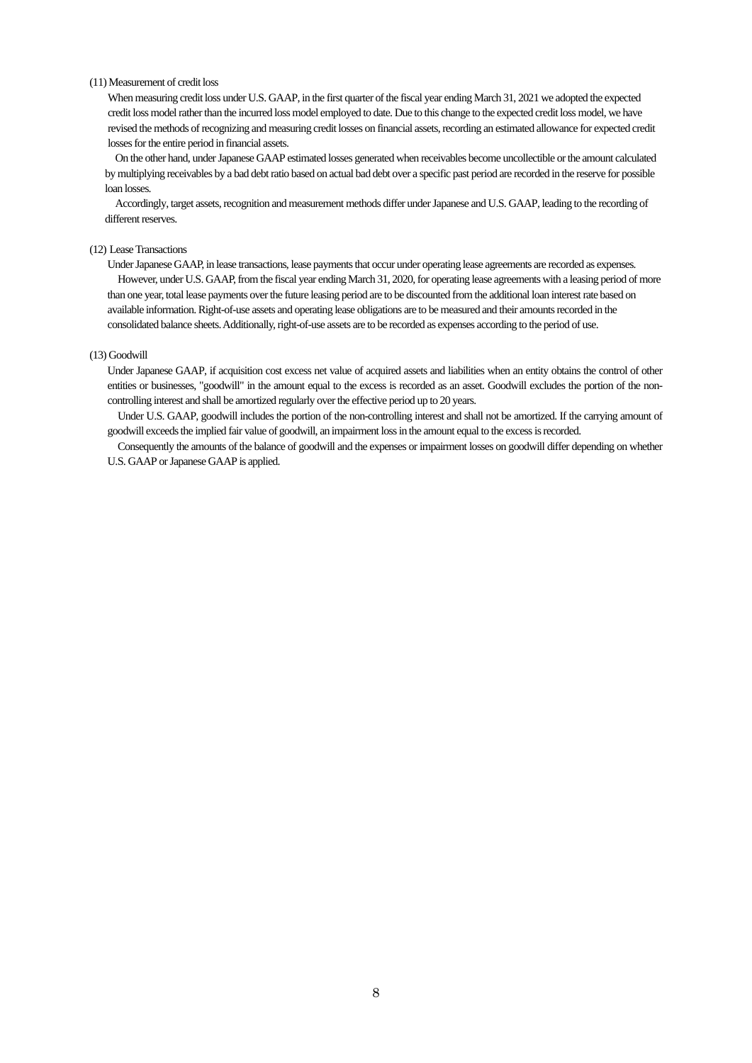(11) Measurement of credit loss

When measuring credit loss under U.S. GAAP, in the first quarter of the fiscal year ending March 31, 2021 we adopted the expected credit loss model rather than the incurred loss model employed to date. Due to this change to the expected credit loss model, we have revised the methods of recognizing and measuring credit losses on financial assets, recording an estimated allowance for expected credit losses for the entire period in financial assets.

On the other hand, under Japanese GAAP estimated losses generated when receivables become uncollectible or the amount calculated by multiplying receivables by a bad debt ratio based on actual bad debt over a specific past period are recorded in the reserve for possible loan losses.

Accordingly, target assets, recognition and measurement methods differ under Japanese and U.S. GAAP, leading to the recording of different reserves.

(12) Lease Transactions

Under Japanese GAAP, in lease transactions, lease payments that occur under operating lease agreements are recorded as expenses.

However, under U.S. GAAP, from the fiscal year ending March 31, 2020, for operating lease agreements with a leasing period of more than one year, total lease payments over the future leasing period are to be discounted from the additional loan interest rate based on available information. Right-of-use assets and operating lease obligations are to be measured and their amounts recorded in the consolidated balance sheets. Additionally, right-of-use assets are to be recorded as expenses according to the period of use.

(13) Goodwill

Under Japanese GAAP, if acquisition cost excess net value of acquired assets and liabilities when an entity obtains the control of other entities or businesses, "goodwill" in the amount equal to the excess is recorded as an asset. Goodwill excludes the portion of the non-controlling interest and shall be amortized regularly over the effective period up to 20 years.

Under U.S. GAAP, goodwill includes the portion of the non-controlling interest and shall not be amortized. If the carrying amount of goodwill exceeds the implied fair value of goodwill, an impairment loss in the amount equal to the excess is recorded.

Consequently the amounts of the balance of goodwill and the expenses or impairment losses on goodwill differ depending on whether U.S. GAAP or Japanese GAAP is applied.